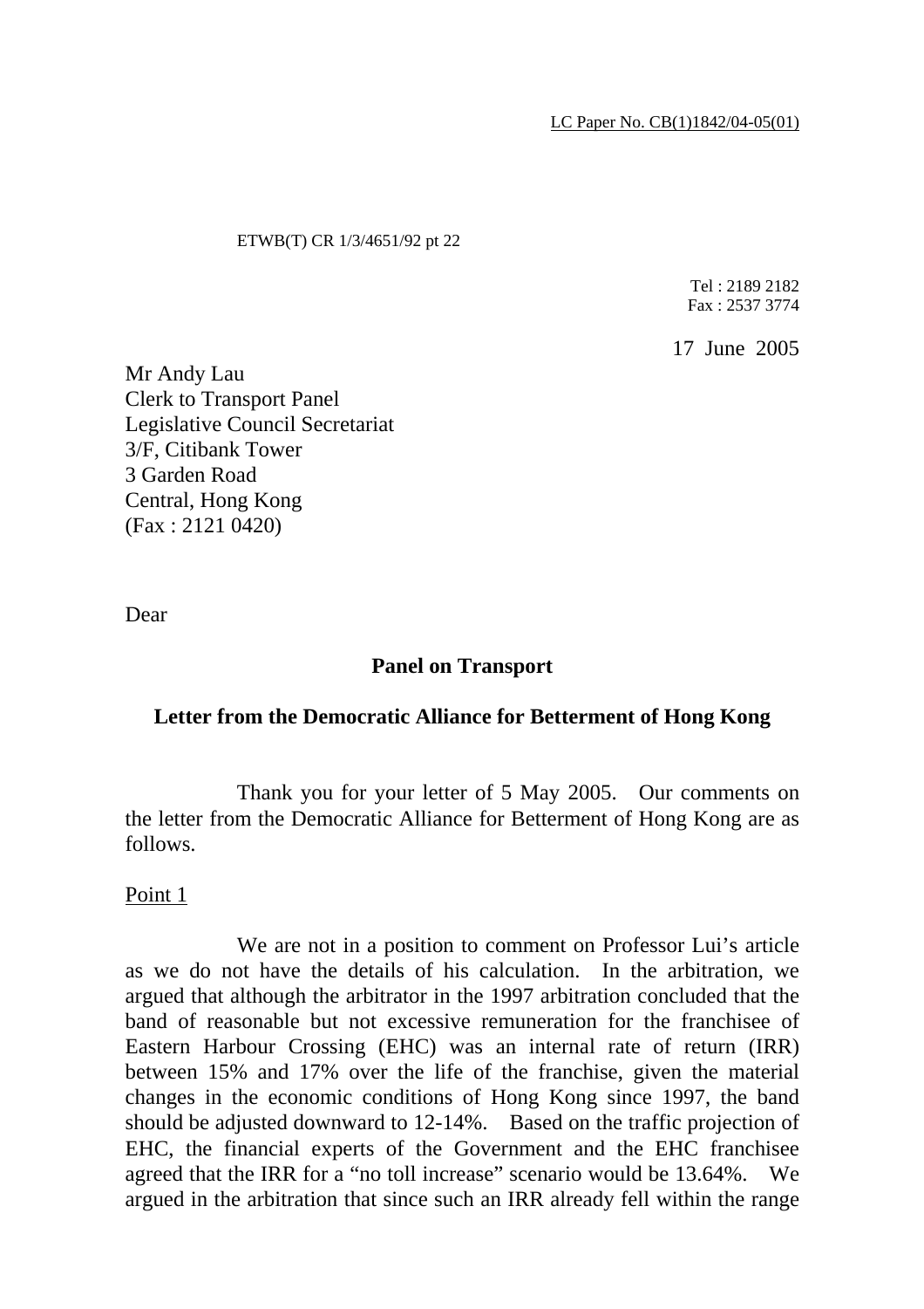LC Paper No. CB(1)1842/04-05(01)

ETWB(T) CR 1/3/4651/92 pt 22

Tel : 2189 2182
Fax : 2537 3774

17 June 2005

Mr Andy Lau
Clerk to Transport Panel
Legislative Council Secretariat
3/F, Citibank Tower
3 Garden Road
Central, Hong Kong
(Fax : 2121 0420)

Dear

**Panel on Transport**

**Letter from the Democratic Alliance for Betterment of Hong Kong**

Thank you for your letter of 5 May 2005. Our comments on the letter from the Democratic Alliance for Betterment of Hong Kong are as follows.

Point 1

We are not in a position to comment on Professor Lui's article as we do not have the details of his calculation. In the arbitration, we argued that although the arbitrator in the 1997 arbitration concluded that the band of reasonable but not excessive remuneration for the franchisee of Eastern Harbour Crossing (EHC) was an internal rate of return (IRR) between 15% and 17% over the life of the franchise, given the material changes in the economic conditions of Hong Kong since 1997, the band should be adjusted downward to 12-14%. Based on the traffic projection of EHC, the financial experts of the Government and the EHC franchisee agreed that the IRR for a "no toll increase" scenario would be 13.64%. We argued in the arbitration that since such an IRR already fell within the range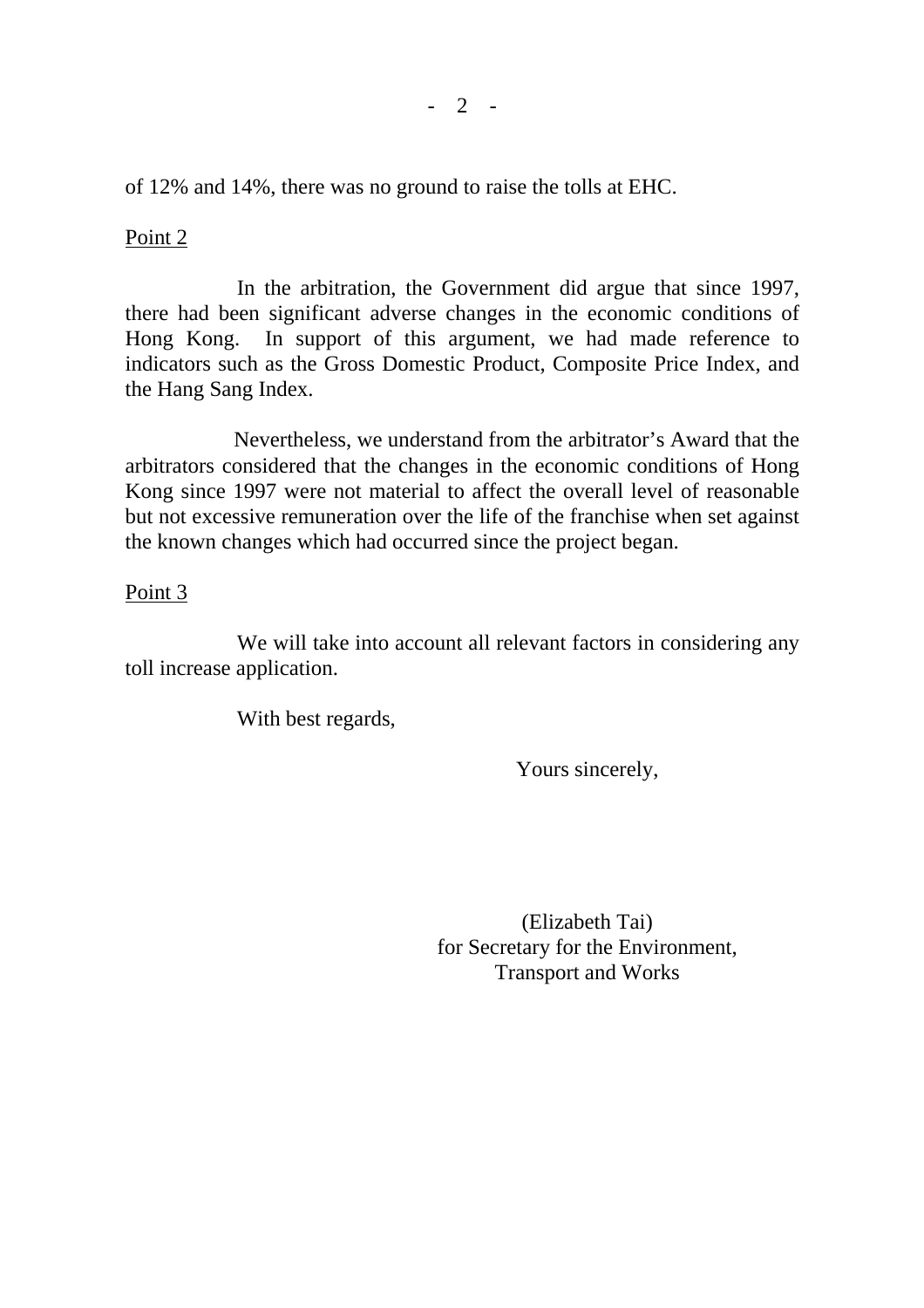of 12% and 14%, there was no ground to raise the tolls at EHC.

<u>Point 2</u>

In the arbitration, the Government did argue that since 1997, there had been significant adverse changes in the economic conditions of Hong Kong. In support of this argument, we had made reference to indicators such as the Gross Domestic Product, Composite Price Index, and the Hang Sang Index.

Nevertheless, we understand from the arbitrator's Award that the arbitrators considered that the changes in the economic conditions of Hong Kong since 1997 were not material to affect the overall level of reasonable but not excessive remuneration over the life of the franchise when set against the known changes which had occurred since the project began.

<u>Point 3</u>

We will take into account all relevant factors in considering any toll increase application.

With best regards,

Yours sincerely,

(Elizabeth Tai)
for Secretary for the Environment,
Transport and Works